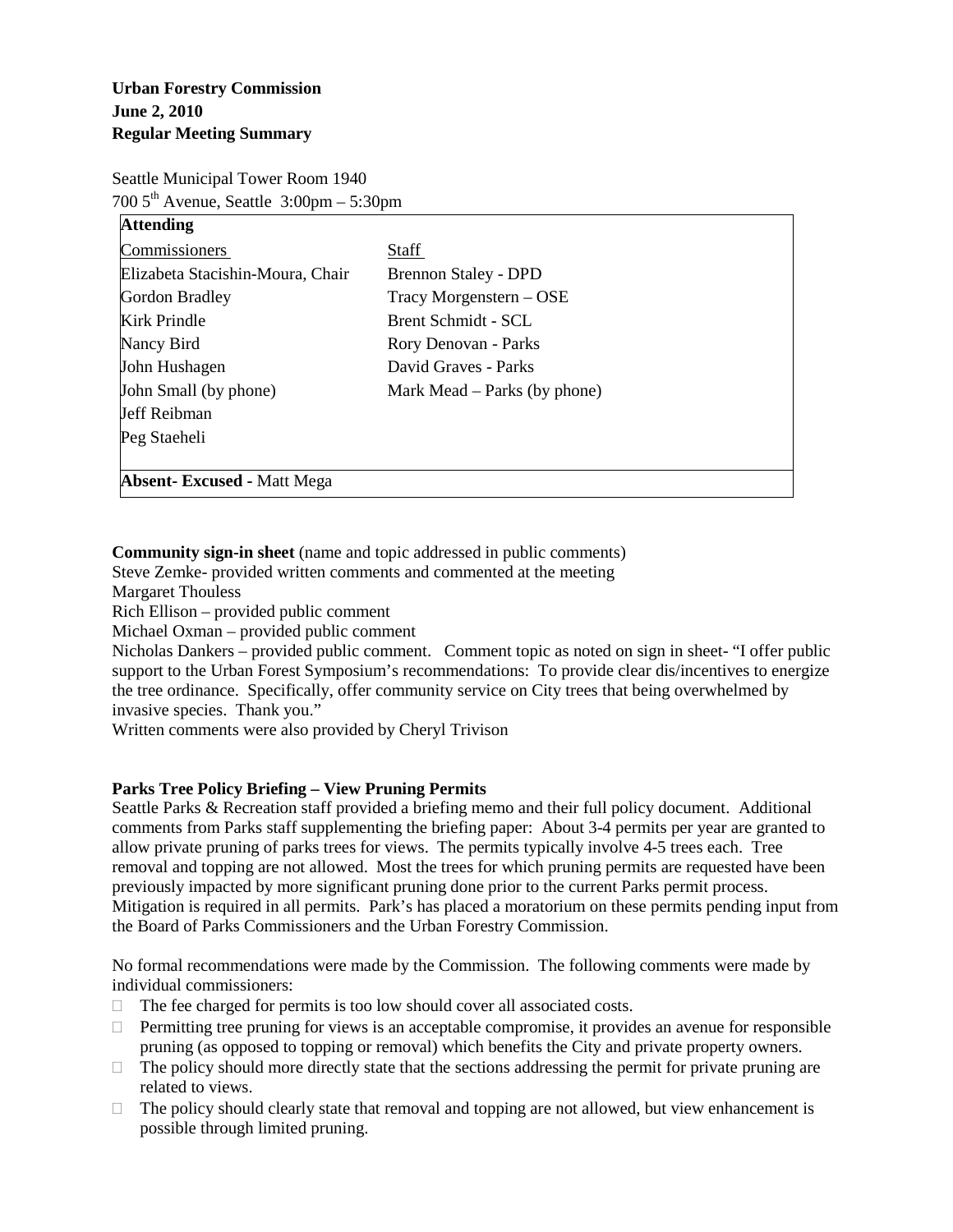**Urban Forestry Commission**
**June 2, 2010**
**Regular Meeting Summary**

Seattle Municipal Tower Room 1940
700 5th Avenue, Seattle 3:00pm – 5:30pm

| **Attending** | |
|---|---|
| Commissioners | Staff |
| Elizabeta Stacishin-Moura, Chair | Brennon Staley - DPD |
| Gordon Bradley | Tracy Morgenstern – OSE |
| Kirk Prindle | Brent Schmidt - SCL |
| Nancy Bird | Rory Denovan - Parks |
| John Hushagen | David Graves - Parks |
| John Small (by phone) | Mark Mead – Parks (by phone) |
| Jeff Reibman | |
| Peg Staeheli | |
| **Absent- Excused** - Matt Mega | |

**Community sign-in sheet** (name and topic addressed in public comments)
Steve Zemke- provided written comments and commented at the meeting
Margaret Thouless
Rich Ellison – provided public comment
Michael Oxman – provided public comment
Nicholas Dankers – provided public comment. Comment topic as noted on sign in sheet- "I offer public support to the Urban Forest Symposium's recommendations: To provide clear dis/incentives to energize the tree ordinance. Specifically, offer community service on City trees that being overwhelmed by invasive species. Thank you."
Written comments were also provided by Cheryl Trivison

**Parks Tree Policy Briefing – View Pruning Permits**
Seattle Parks & Recreation staff provided a briefing memo and their full policy document. Additional comments from Parks staff supplementing the briefing paper: About 3-4 permits per year are granted to allow private pruning of parks trees for views. The permits typically involve 4-5 trees each. Tree removal and topping are not allowed. Most the trees for which pruning permits are requested have been previously impacted by more significant pruning done prior to the current Parks permit process. Mitigation is required in all permits. Park's has placed a moratorium on these permits pending input from the Board of Parks Commissioners and the Urban Forestry Commission.

No formal recommendations were made by the Commission. The following comments were made by individual commissioners:

- The fee charged for permits is too low should cover all associated costs.
- Permitting tree pruning for views is an acceptable compromise, it provides an avenue for responsible pruning (as opposed to topping or removal) which benefits the City and private property owners.
- The policy should more directly state that the sections addressing the permit for private pruning are related to views.
- The policy should clearly state that removal and topping are not allowed, but view enhancement is possible through limited pruning.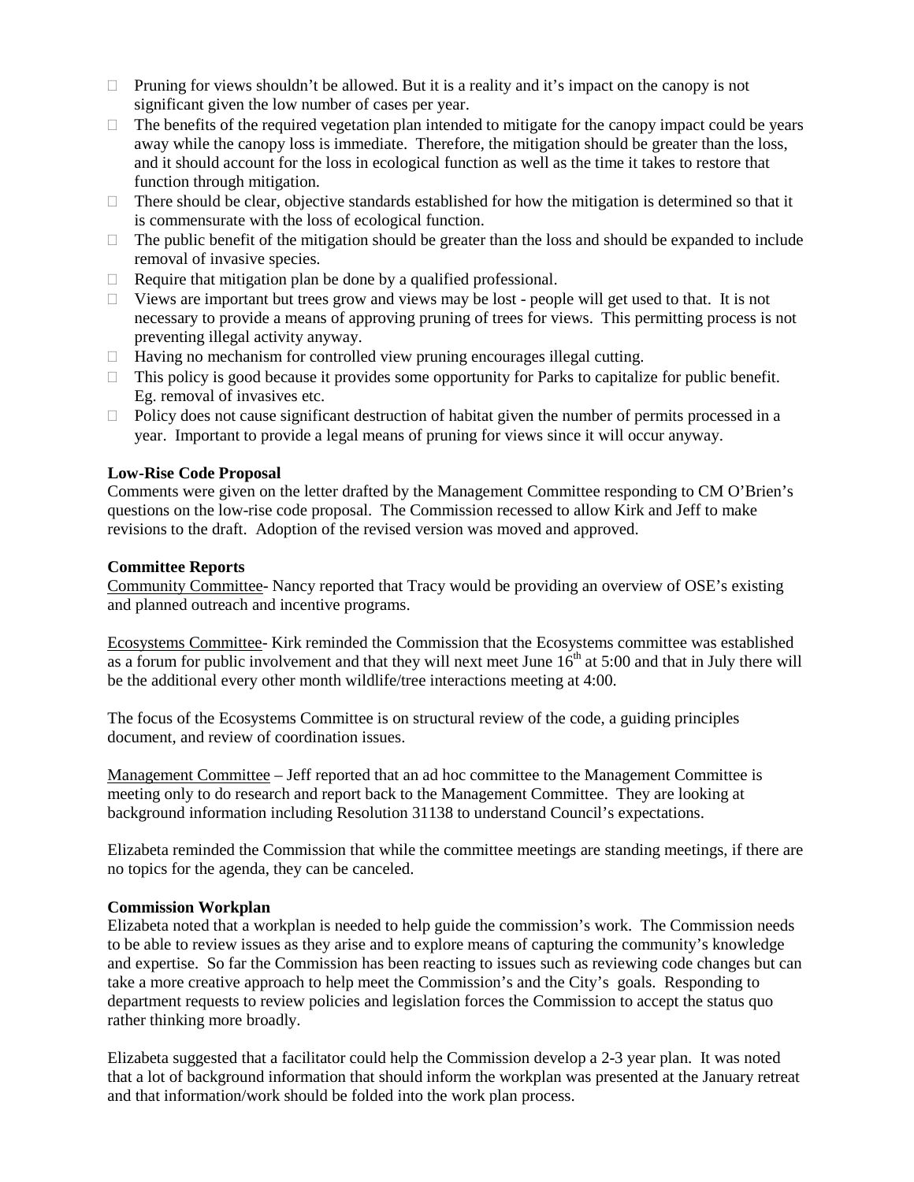- Pruning for views shouldn't be allowed. But it is a reality and it's impact on the canopy is not significant given the low number of cases per year.
- The benefits of the required vegetation plan intended to mitigate for the canopy impact could be years away while the canopy loss is immediate. Therefore, the mitigation should be greater than the loss, and it should account for the loss in ecological function as well as the time it takes to restore that function through mitigation.
- There should be clear, objective standards established for how the mitigation is determined so that it is commensurate with the loss of ecological function.
- The public benefit of the mitigation should be greater than the loss and should be expanded to include removal of invasive species.
- Require that mitigation plan be done by a qualified professional.
- Views are important but trees grow and views may be lost - people will get used to that. It is not necessary to provide a means of approving pruning of trees for views. This permitting process is not preventing illegal activity anyway.
- Having no mechanism for controlled view pruning encourages illegal cutting.
- This policy is good because it provides some opportunity for Parks to capitalize for public benefit. Eg. removal of invasives etc.
- Policy does not cause significant destruction of habitat given the number of permits processed in a year. Important to provide a legal means of pruning for views since it will occur anyway.

**Low-Rise Code Proposal**

Comments were given on the letter drafted by the Management Committee responding to CM O'Brien's questions on the low-rise code proposal. The Commission recessed to allow Kirk and Jeff to make revisions to the draft. Adoption of the revised version was moved and approved.

**Committee Reports**

Community Committee- Nancy reported that Tracy would be providing an overview of OSE's existing and planned outreach and incentive programs.

Ecosystems Committee- Kirk reminded the Commission that the Ecosystems committee was established as a forum for public involvement and that they will next meet June 16th at 5:00 and that in July there will be the additional every other month wildlife/tree interactions meeting at 4:00.

The focus of the Ecosystems Committee is on structural review of the code, a guiding principles document, and review of coordination issues.

Management Committee – Jeff reported that an ad hoc committee to the Management Committee is meeting only to do research and report back to the Management Committee. They are looking at background information including Resolution 31138 to understand Council's expectations.

Elizabeta reminded the Commission that while the committee meetings are standing meetings, if there are no topics for the agenda, they can be canceled.

**Commission Workplan**

Elizabeta noted that a workplan is needed to help guide the commission's work. The Commission needs to be able to review issues as they arise and to explore means of capturing the community's knowledge and expertise. So far the Commission has been reacting to issues such as reviewing code changes but can take a more creative approach to help meet the Commission's and the City's goals. Responding to department requests to review policies and legislation forces the Commission to accept the status quo rather thinking more broadly.

Elizabeta suggested that a facilitator could help the Commission develop a 2-3 year plan. It was noted that a lot of background information that should inform the workplan was presented at the January retreat and that information/work should be folded into the work plan process.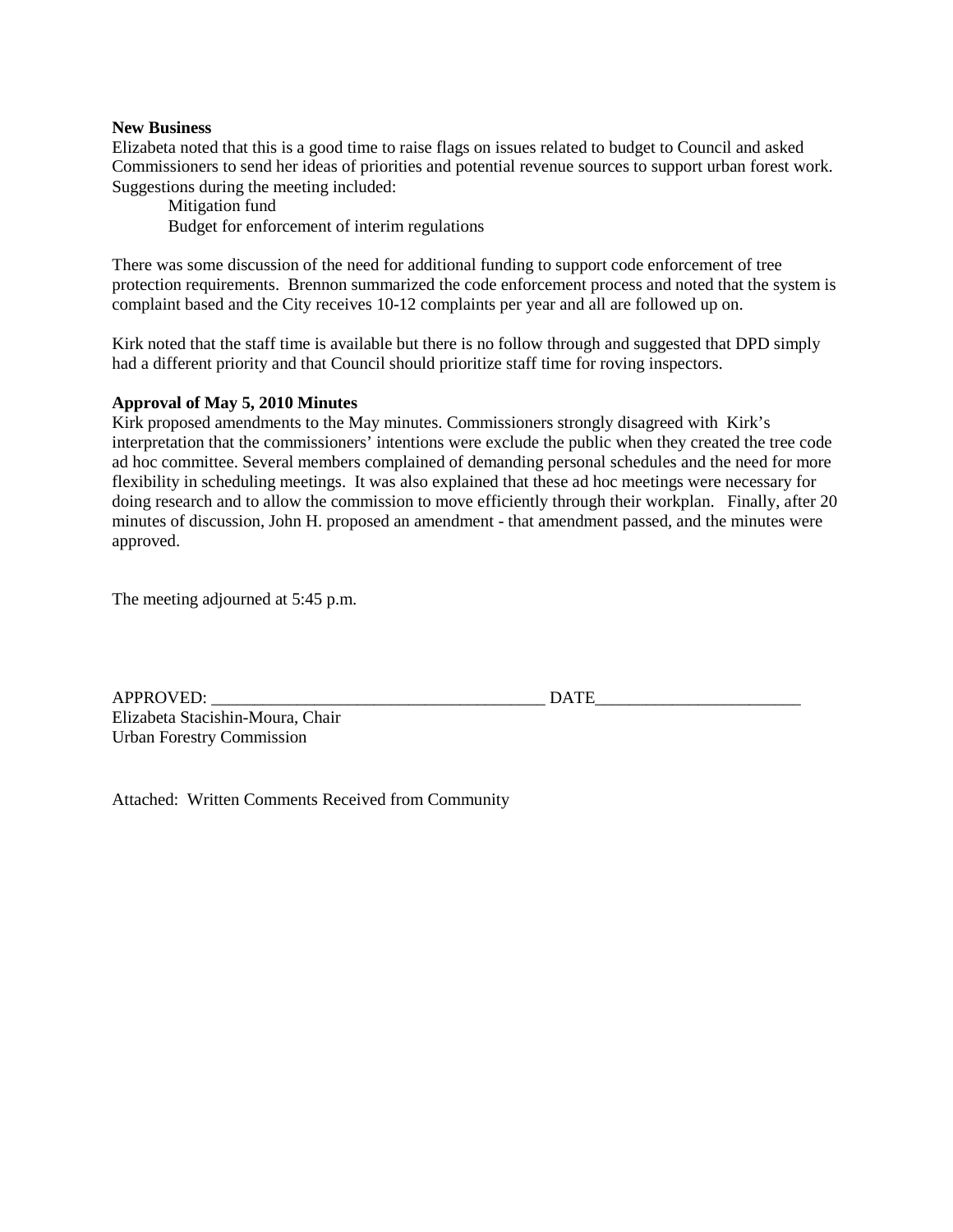**New Business**

Elizabeta noted that this is a good time to raise flags on issues related to budget to Council and asked Commissioners to send her ideas of priorities and potential revenue sources to support urban forest work. Suggestions during the meeting included:

- Mitigation fund
- Budget for enforcement of interim regulations

There was some discussion of the need for additional funding to support code enforcement of tree protection requirements. Brennon summarized the code enforcement process and noted that the system is complaint based and the City receives 10-12 complaints per year and all are followed up on.

Kirk noted that the staff time is available but there is no follow through and suggested that DPD simply had a different priority and that Council should prioritize staff time for roving inspectors.

**Approval of May 5, 2010 Minutes**

Kirk proposed amendments to the May minutes. Commissioners strongly disagreed with Kirk's interpretation that the commissioners' intentions were exclude the public when they created the tree code ad hoc committee. Several members complained of demanding personal schedules and the need for more flexibility in scheduling meetings. It was also explained that these ad hoc meetings were necessary for doing research and to allow the commission to move efficiently through their workplan. Finally, after 20 minutes of discussion, John H. proposed an amendment - that amendment passed, and the minutes were approved.

The meeting adjourned at 5:45 p.m.

APPROVED: _______________________________________ DATE________________________

Elizabeta Stacishin-Moura, Chair
Urban Forestry Commission

Attached: Written Comments Received from Community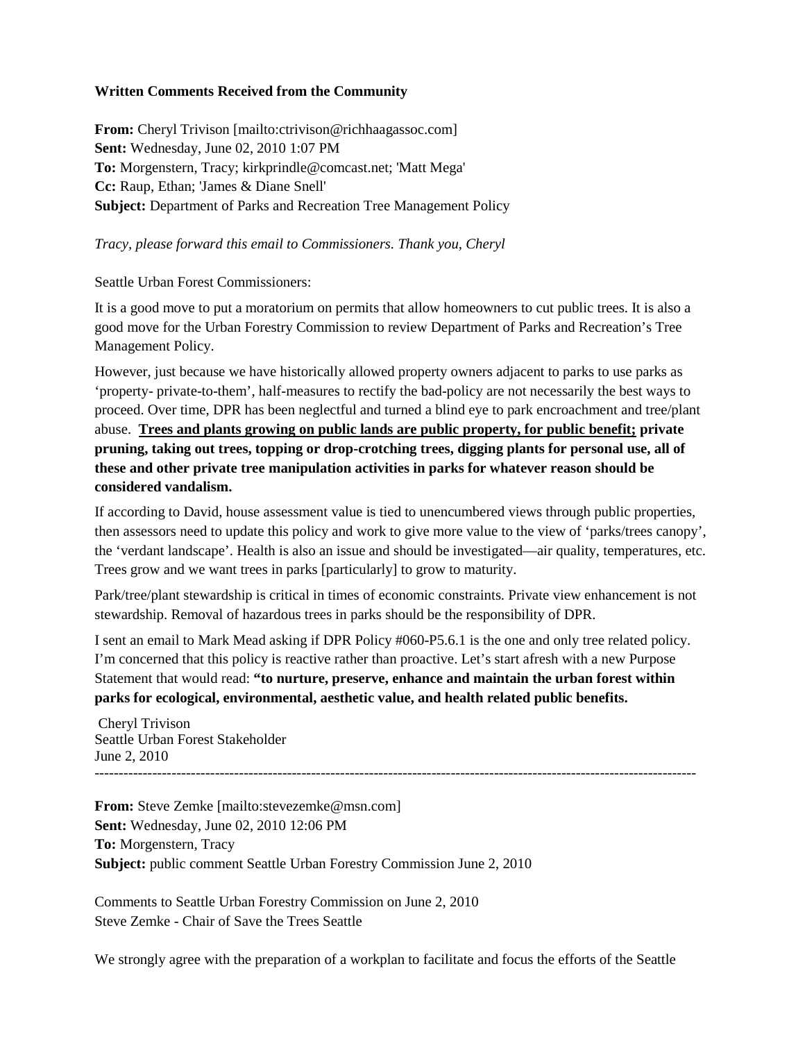**Written Comments Received from the Community**

**From:** Cheryl Trivison [mailto:ctrivison@richhaagassoc.com]
**Sent:** Wednesday, June 02, 2010 1:07 PM
**To:** Morgenstern, Tracy; kirkprindle@comcast.net; 'Matt Mega'
**Cc:** Raup, Ethan; 'James & Diane Snell'
**Subject:** Department of Parks and Recreation Tree Management Policy

*Tracy, please forward this email to Commissioners. Thank you, Cheryl*

Seattle Urban Forest Commissioners:

It is a good move to put a moratorium on permits that allow homeowners to cut public trees. It is also a good move for the Urban Forestry Commission to review Department of Parks and Recreation's Tree Management Policy.

However, just because we have historically allowed property owners adjacent to parks to use parks as 'property- private-to-them', half-measures to rectify the bad-policy are not necessarily the best ways to proceed. Over time, DPR has been neglectful and turned a blind eye to park encroachment and tree/plant abuse. **Trees and plants growing on public lands are public property, for public benefit; private pruning, taking out trees, topping or drop-crotching trees, digging plants for personal use, all of these and other private tree manipulation activities in parks for whatever reason should be considered vandalism.**

If according to David, house assessment value is tied to unencumbered views through public properties, then assessors need to update this policy and work to give more value to the view of 'parks/trees canopy', the 'verdant landscape'. Health is also an issue and should be investigated—air quality, temperatures, etc. Trees grow and we want trees in parks [particularly] to grow to maturity.

Park/tree/plant stewardship is critical in times of economic constraints. Private view enhancement is not stewardship. Removal of hazardous trees in parks should be the responsibility of DPR.

I sent an email to Mark Mead asking if DPR Policy #060-P5.6.1 is the one and only tree related policy. I'm concerned that this policy is reactive rather than proactive. Let's start afresh with a new Purpose Statement that would read: **"to nurture, preserve, enhance and maintain the urban forest within parks for ecological, environmental, aesthetic value, and health related public benefits.**

Cheryl Trivison
Seattle Urban Forest Stakeholder
June 2, 2010

---

**From:** Steve Zemke [mailto:stevezemke@msn.com]
**Sent:** Wednesday, June 02, 2010 12:06 PM
**To:** Morgenstern, Tracy
**Subject:** public comment Seattle Urban Forestry Commission June 2, 2010

Comments to Seattle Urban Forestry Commission on June 2, 2010
Steve Zemke - Chair of Save the Trees Seattle

We strongly agree with the preparation of a workplan to facilitate and focus the efforts of the Seattle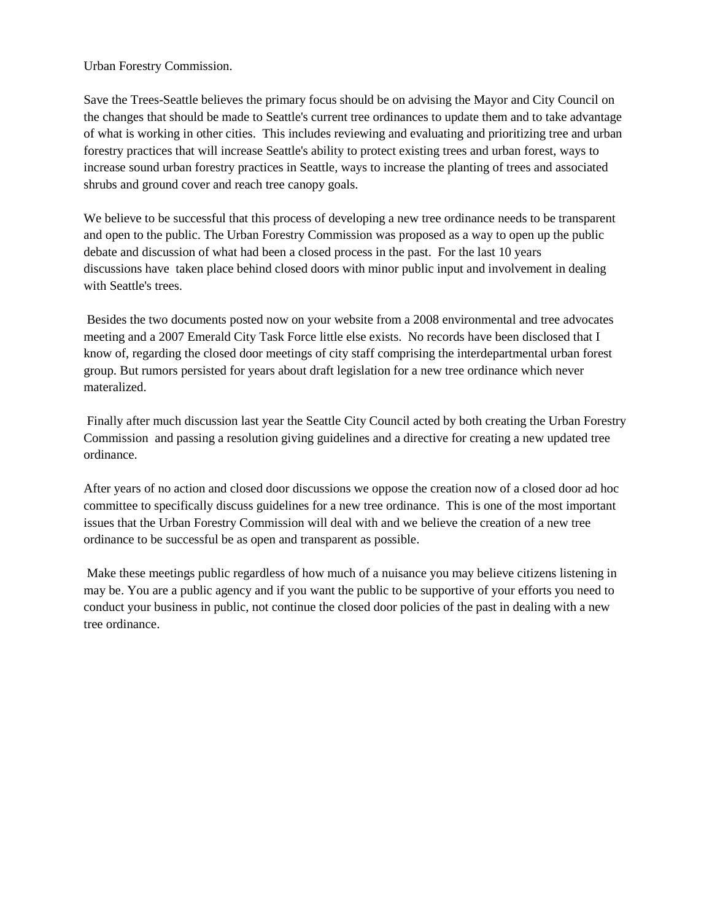Urban Forestry Commission.

Save the Trees-Seattle believes the primary focus should be on advising the Mayor and City Council on the changes that should be made to Seattle's current tree ordinances to update them and to take advantage of what is working in other cities. This includes reviewing and evaluating and prioritizing tree and urban forestry practices that will increase Seattle's ability to protect existing trees and urban forest, ways to increase sound urban forestry practices in Seattle, ways to increase the planting of trees and associated shrubs and ground cover and reach tree canopy goals.

We believe to be successful that this process of developing a new tree ordinance needs to be transparent and open to the public. The Urban Forestry Commission was proposed as a way to open up the public debate and discussion of what had been a closed process in the past. For the last 10 years discussions have taken place behind closed doors with minor public input and involvement in dealing with Seattle's trees.

Besides the two documents posted now on your website from a 2008 environmental and tree advocates meeting and a 2007 Emerald City Task Force little else exists. No records have been disclosed that I know of, regarding the closed door meetings of city staff comprising the interdepartmental urban forest group. But rumors persisted for years about draft legislation for a new tree ordinance which never materalized.

Finally after much discussion last year the Seattle City Council acted by both creating the Urban Forestry Commission and passing a resolution giving guidelines and a directive for creating a new updated tree ordinance.

After years of no action and closed door discussions we oppose the creation now of a closed door ad hoc committee to specifically discuss guidelines for a new tree ordinance. This is one of the most important issues that the Urban Forestry Commission will deal with and we believe the creation of a new tree ordinance to be successful be as open and transparent as possible.

Make these meetings public regardless of how much of a nuisance you may believe citizens listening in may be. You are a public agency and if you want the public to be supportive of your efforts you need to conduct your business in public, not continue the closed door policies of the past in dealing with a new tree ordinance.